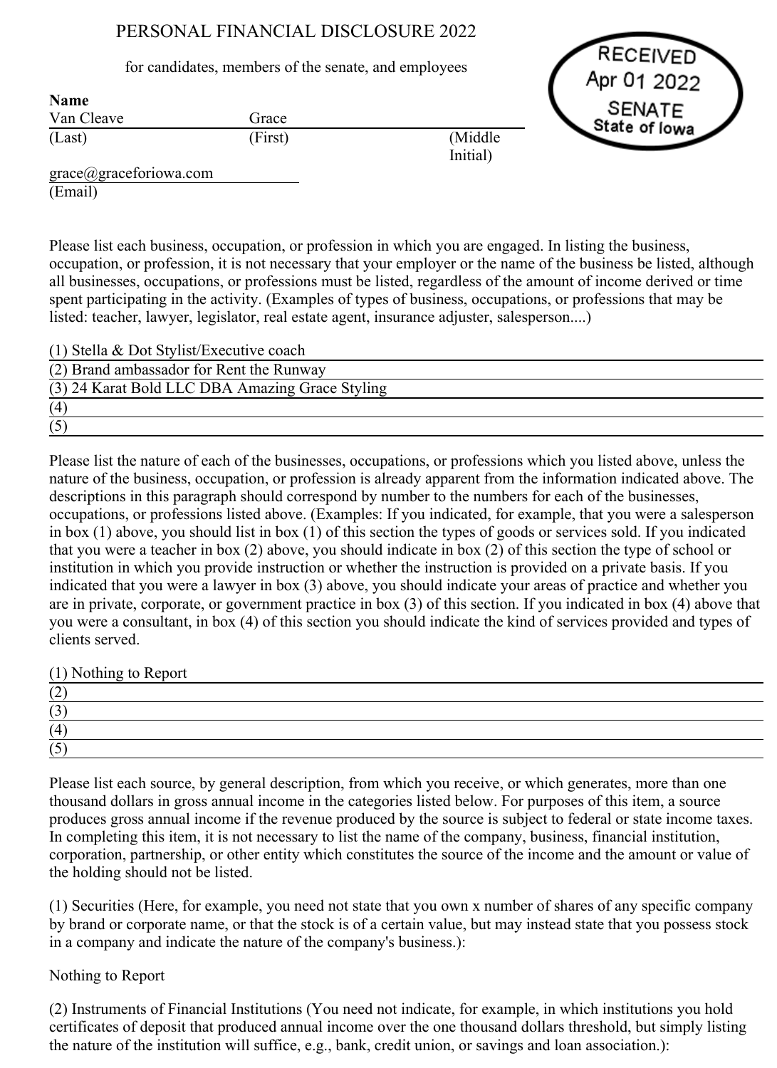# PERSONAL FINANCIAL DISCLOSURE 2022

for candidates, members of the senate, and employees

RECEIVED
Apr 01 2022
SENATE
State of Iowa

**Name**

| Van Cleave | Grace | |
|---|---|---|
| (Last) | (First) | (Middle Initial) |

grace@graceforiowa.com
(Email)

Please list each business, occupation, or profession in which you are engaged. In listing the business, occupation, or profession, it is not necessary that your employer or the name of the business be listed, although all businesses, occupations, or professions must be listed, regardless of the amount of income derived or time spent participating in the activity. (Examples of types of business, occupations, or professions that may be listed: teacher, lawyer, legislator, real estate agent, insurance adjuster, salesperson....)

(1) Stella & Dot Stylist/Executive coach
(2) Brand ambassador for Rent the Runway
(3) 24 Karat Bold LLC DBA Amazing Grace Styling
(4)
(5)

Please list the nature of each of the businesses, occupations, or professions which you listed above, unless the nature of the business, occupation, or profession is already apparent from the information indicated above. The descriptions in this paragraph should correspond by number to the numbers for each of the businesses, occupations, or professions listed above. (Examples: If you indicated, for example, that you were a salesperson in box (1) above, you should list in box (1) of this section the types of goods or services sold. If you indicated that you were a teacher in box (2) above, you should indicate in box (2) of this section the type of school or institution in which you provide instruction or whether the instruction is provided on a private basis. If you indicated that you were a lawyer in box (3) above, you should indicate your areas of practice and whether you are in private, corporate, or government practice in box (3) of this section. If you indicated in box (4) above that you were a consultant, in box (4) of this section you should indicate the kind of services provided and types of clients served.

(1) Nothing to Report
(2)
(3)
(4)
(5)

Please list each source, by general description, from which you receive, or which generates, more than one thousand dollars in gross annual income in the categories listed below. For purposes of this item, a source produces gross annual income if the revenue produced by the source is subject to federal or state income taxes. In completing this item, it is not necessary to list the name of the company, business, financial institution, corporation, partnership, or other entity which constitutes the source of the income and the amount or value of the holding should not be listed.

(1) Securities (Here, for example, you need not state that you own x number of shares of any specific company by brand or corporate name, or that the stock is of a certain value, but may instead state that you possess stock in a company and indicate the nature of the company's business.):

Nothing to Report

(2) Instruments of Financial Institutions (You need not indicate, for example, in which institutions you hold certificates of deposit that produced annual income over the one thousand dollars threshold, but simply listing the nature of the institution will suffice, e.g., bank, credit union, or savings and loan association.):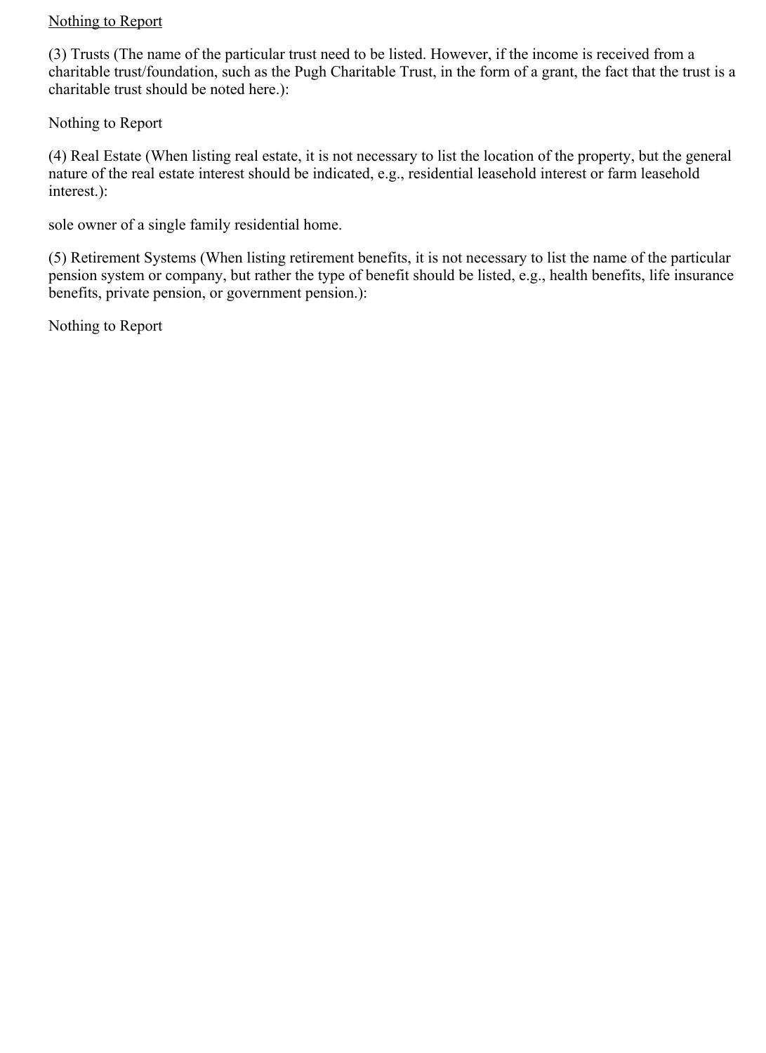<u>Nothing to Report</u>

(3) Trusts (The name of the particular trust need to be listed. However, if the income is received from a charitable trust/foundation, such as the Pugh Charitable Trust, in the form of a grant, the fact that the trust is a charitable trust should be noted here.):

Nothing to Report

(4) Real Estate (When listing real estate, it is not necessary to list the location of the property, but the general nature of the real estate interest should be indicated, e.g., residential leasehold interest or farm leasehold interest.):

sole owner of a single family residential home.

(5) Retirement Systems (When listing retirement benefits, it is not necessary to list the name of the particular pension system or company, but rather the type of benefit should be listed, e.g., health benefits, life insurance benefits, private pension, or government pension.):

Nothing to Report